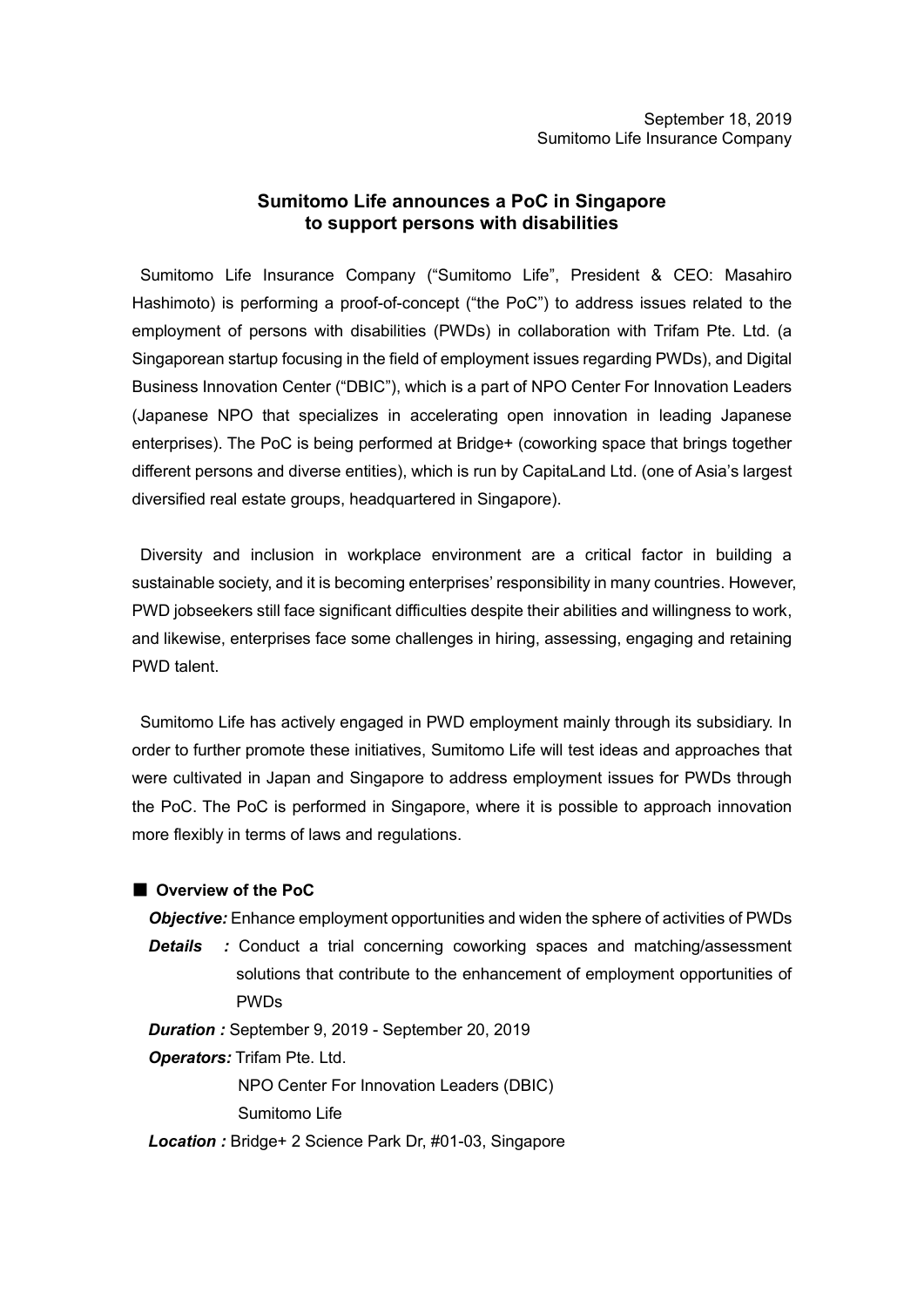September 18, 2019
Sumitomo Life Insurance Company

## Sumitomo Life announces a PoC in Singapore to support persons with disabilities

Sumitomo Life Insurance Company ("Sumitomo Life", President & CEO: Masahiro Hashimoto) is performing a proof-of-concept ("the PoC") to address issues related to the employment of persons with disabilities (PWDs) in collaboration with Trifam Pte. Ltd. (a Singaporean startup focusing in the field of employment issues regarding PWDs), and Digital Business Innovation Center ("DBIC"), which is a part of NPO Center For Innovation Leaders (Japanese NPO that specializes in accelerating open innovation in leading Japanese enterprises). The PoC is being performed at Bridge+ (coworking space that brings together different persons and diverse entities), which is run by CapitaLand Ltd. (one of Asia's largest diversified real estate groups, headquartered in Singapore).

Diversity and inclusion in workplace environment are a critical factor in building a sustainable society, and it is becoming enterprises' responsibility in many countries. However, PWD jobseekers still face significant difficulties despite their abilities and willingness to work, and likewise, enterprises face some challenges in hiring, assessing, engaging and retaining PWD talent.

Sumitomo Life has actively engaged in PWD employment mainly through its subsidiary. In order to further promote these initiatives, Sumitomo Life will test ideas and approaches that were cultivated in Japan and Singapore to address employment issues for PWDs through the PoC. The PoC is performed in Singapore, where it is possible to approach innovation more flexibly in terms of laws and regulations.

### ■ Overview of the PoC

***Objective:*** Enhance employment opportunities and widen the sphere of activities of PWDs

***Details :*** Conduct a trial concerning coworking spaces and matching/assessment solutions that contribute to the enhancement of employment opportunities of PWDs

***Duration :*** September 9, 2019 - September 20, 2019

***Operators:*** Trifam Pte. Ltd.
NPO Center For Innovation Leaders (DBIC)
Sumitomo Life

***Location :*** Bridge+ 2 Science Park Dr, #01-03, Singapore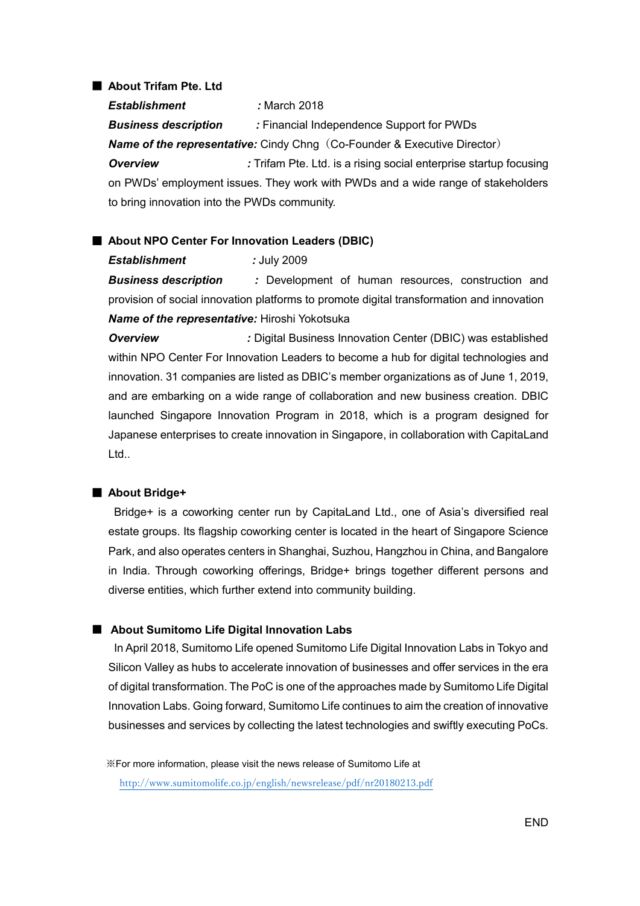■ **About Trifam Pte. Ltd**

***Establishment*** : March 2018

***Business description*** : Financial Independence Support for PWDs

***Name of the representative:*** Cindy Chng（Co-Founder & Executive Director）

***Overview*** : Trifam Pte. Ltd. is a rising social enterprise startup focusing on PWDs' employment issues. They work with PWDs and a wide range of stakeholders to bring innovation into the PWDs community.

■ **About NPO Center For Innovation Leaders (DBIC)**

***Establishment*** : July 2009

***Business description*** : Development of human resources, construction and provision of social innovation platforms to promote digital transformation and innovation

***Name of the representative:*** Hiroshi Yokotsuka

***Overview*** : Digital Business Innovation Center (DBIC) was established within NPO Center For Innovation Leaders to become a hub for digital technologies and innovation. 31 companies are listed as DBIC's member organizations as of June 1, 2019, and are embarking on a wide range of collaboration and new business creation. DBIC launched Singapore Innovation Program in 2018, which is a program designed for Japanese enterprises to create innovation in Singapore, in collaboration with CapitaLand Ltd..

■ **About Bridge+**

Bridge+ is a coworking center run by CapitaLand Ltd., one of Asia's diversified real estate groups. Its flagship coworking center is located in the heart of Singapore Science Park, and also operates centers in Shanghai, Suzhou, Hangzhou in China, and Bangalore in India. Through coworking offerings, Bridge+ brings together different persons and diverse entities, which further extend into community building.

■ **About Sumitomo Life Digital Innovation Labs**

In April 2018, Sumitomo Life opened Sumitomo Life Digital Innovation Labs in Tokyo and Silicon Valley as hubs to accelerate innovation of businesses and offer services in the era of digital transformation. The PoC is one of the approaches made by Sumitomo Life Digital Innovation Labs. Going forward, Sumitomo Life continues to aim the creation of innovative businesses and services by collecting the latest technologies and swiftly executing PoCs.

※For more information, please visit the news release of Sumitomo Life at
http://www.sumitomolife.co.jp/english/newsrelease/pdf/nr20180213.pdf

END